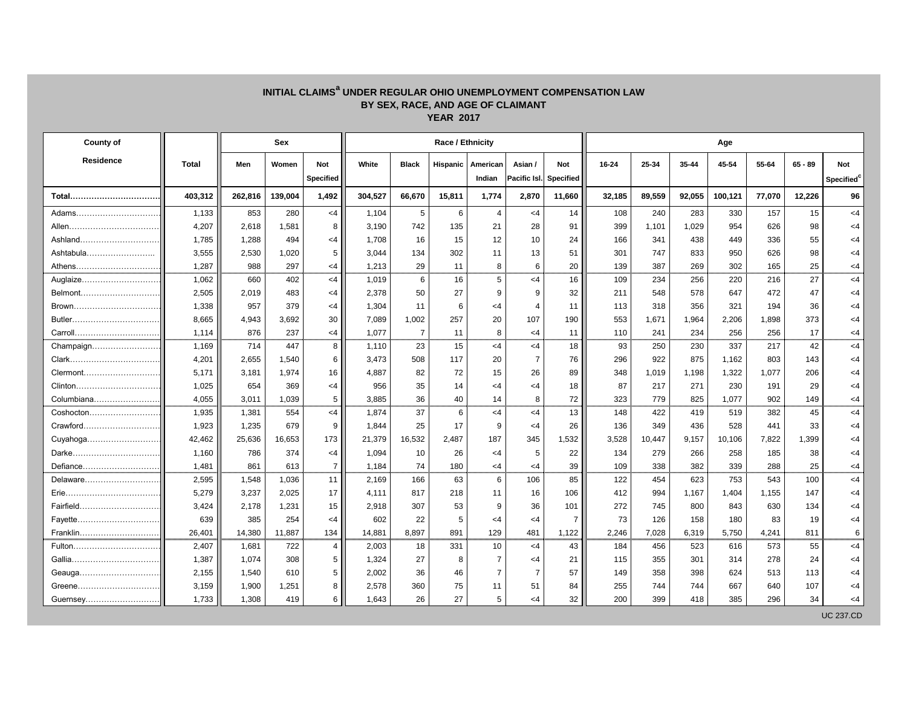# INITIAL CLAIMS[a] UNDER REGULAR OHIO UNEMPLOYMENT COMPENSATION LAW
## BY SEX, RACE, AND AGE OF CLAIMANT
### YEAR 2017

| County of Residence | Total | Sex | | | Race / Ethnicity | | | | | | Age | | | | | | |
|---|---|---|---|---|---|---|---|---|---|---|---|---|---|---|---|---|---|
| | | Men | Women | Not Specified | White | Black | Hispanic | American Indian | Asian / Pacific Isl. | Not Specified | 16-24 | 25-34 | 35-44 | 45-54 | 55-64 | 65 - 89 | Not Specified[c] |
| **Total** | **403,312** | **262,816** | **139,004** | **1,492** | **304,527** | **66,670** | **15,811** | **1,774** | **2,870** | **11,660** | **32,185** | **89,559** | **92,055** | **100,121** | **77,070** | **12,226** | **96** |
| Adams | 1,133 | 853 | 280 | <4 | 1,104 | 5 | 6 | 4 | <4 | 14 | 108 | 240 | 283 | 330 | 157 | 15 | <4 |
| Allen | 4,207 | 2,618 | 1,581 | 8 | 3,190 | 742 | 135 | 21 | 28 | 91 | 399 | 1,101 | 1,029 | 954 | 626 | 98 | <4 |
| Ashland | 1,785 | 1,288 | 494 | <4 | 1,708 | 16 | 15 | 12 | 10 | 24 | 166 | 341 | 438 | 449 | 336 | 55 | <4 |
| Ashtabula | 3,555 | 2,530 | 1,020 | 5 | 3,044 | 134 | 302 | 11 | 13 | 51 | 301 | 747 | 833 | 950 | 626 | 98 | <4 |
| Athens | 1,287 | 988 | 297 | <4 | 1,213 | 29 | 11 | 8 | 6 | 20 | 139 | 387 | 269 | 302 | 165 | 25 | <4 |
| Auglaize | 1,062 | 660 | 402 | <4 | 1,019 | 6 | 16 | 5 | <4 | 16 | 109 | 234 | 256 | 220 | 216 | 27 | <4 |
| Belmont | 2,505 | 2,019 | 483 | <4 | 2,378 | 50 | 27 | 9 | 9 | 32 | 211 | 548 | 578 | 647 | 472 | 47 | <4 |
| Brown | 1,338 | 957 | 379 | <4 | 1,304 | 11 | 6 | <4 | 4 | 11 | 113 | 318 | 356 | 321 | 194 | 36 | <4 |
| Butler | 8,665 | 4,943 | 3,692 | 30 | 7,089 | 1,002 | 257 | 20 | 107 | 190 | 553 | 1,671 | 1,964 | 2,206 | 1,898 | 373 | <4 |
| Carroll | 1,114 | 876 | 237 | <4 | 1,077 | 7 | 11 | 8 | <4 | 11 | 110 | 241 | 234 | 256 | 256 | 17 | <4 |
| Champaign | 1,169 | 714 | 447 | 8 | 1,110 | 23 | 15 | <4 | <4 | 18 | 93 | 250 | 230 | 337 | 217 | 42 | <4 |
| Clark | 4,201 | 2,655 | 1,540 | 6 | 3,473 | 508 | 117 | 20 | 7 | 76 | 296 | 922 | 875 | 1,162 | 803 | 143 | <4 |
| Clermont | 5,171 | 3,181 | 1,974 | 16 | 4,887 | 82 | 72 | 15 | 26 | 89 | 348 | 1,019 | 1,198 | 1,322 | 1,077 | 206 | <4 |
| Clinton | 1,025 | 654 | 369 | <4 | 956 | 35 | 14 | <4 | <4 | 18 | 87 | 217 | 271 | 230 | 191 | 29 | <4 |
| Columbiana | 4,055 | 3,011 | 1,039 | 5 | 3,885 | 36 | 40 | 14 | 8 | 72 | 323 | 779 | 825 | 1,077 | 902 | 149 | <4 |
| Coshocton | 1,935 | 1,381 | 554 | <4 | 1,874 | 37 | 6 | <4 | <4 | 13 | 148 | 422 | 419 | 519 | 382 | 45 | <4 |
| Crawford | 1,923 | 1,235 | 679 | 9 | 1,844 | 25 | 17 | 9 | <4 | 26 | 136 | 349 | 436 | 528 | 441 | 33 | <4 |
| Cuyahoga | 42,462 | 25,636 | 16,653 | 173 | 21,379 | 16,532 | 2,487 | 187 | 345 | 1,532 | 3,528 | 10,447 | 9,157 | 10,106 | 7,822 | 1,399 | <4 |
| Darke | 1,160 | 786 | 374 | <4 | 1,094 | 10 | 26 | <4 | 5 | 22 | 134 | 279 | 266 | 258 | 185 | 38 | <4 |
| Defiance | 1,481 | 861 | 613 | 7 | 1,184 | 74 | 180 | <4 | <4 | 39 | 109 | 338 | 382 | 339 | 288 | 25 | <4 |
| Delaware | 2,595 | 1,548 | 1,036 | 11 | 2,169 | 166 | 63 | 6 | 106 | 85 | 122 | 454 | 623 | 753 | 543 | 100 | <4 |
| Erie | 5,279 | 3,237 | 2,025 | 17 | 4,111 | 817 | 218 | 11 | 16 | 106 | 412 | 994 | 1,167 | 1,404 | 1,155 | 147 | <4 |
| Fairfield | 3,424 | 2,178 | 1,231 | 15 | 2,918 | 307 | 53 | 9 | 36 | 101 | 272 | 745 | 800 | 843 | 630 | 134 | <4 |
| Fayette | 639 | 385 | 254 | <4 | 602 | 22 | 5 | <4 | <4 | 7 | 73 | 126 | 158 | 180 | 83 | 19 | <4 |
| Franklin | 26,401 | 14,380 | 11,887 | 134 | 14,881 | 8,897 | 891 | 129 | 481 | 1,122 | 2,246 | 7,028 | 6,319 | 5,750 | 4,241 | 811 | 6 |
| Fulton | 2,407 | 1,681 | 722 | 4 | 2,003 | 18 | 331 | 10 | <4 | 43 | 184 | 456 | 523 | 616 | 573 | 55 | <4 |
| Gallia | 1,387 | 1,074 | 308 | 5 | 1,324 | 27 | 8 | 7 | <4 | 21 | 115 | 355 | 301 | 314 | 278 | 24 | <4 |
| Geauga | 2,155 | 1,540 | 610 | 5 | 2,002 | 36 | 46 | 7 | 7 | 57 | 149 | 358 | 398 | 624 | 513 | 113 | <4 |
| Greene | 3,159 | 1,900 | 1,251 | 8 | 2,578 | 360 | 75 | 11 | 51 | 84 | 255 | 744 | 744 | 667 | 640 | 107 | <4 |
| Guernsey | 1,733 | 1,308 | 419 | 6 | 1,643 | 26 | 27 | 5 | <4 | 32 | 200 | 399 | 418 | 385 | 296 | 34 | <4 |

UC 237.CD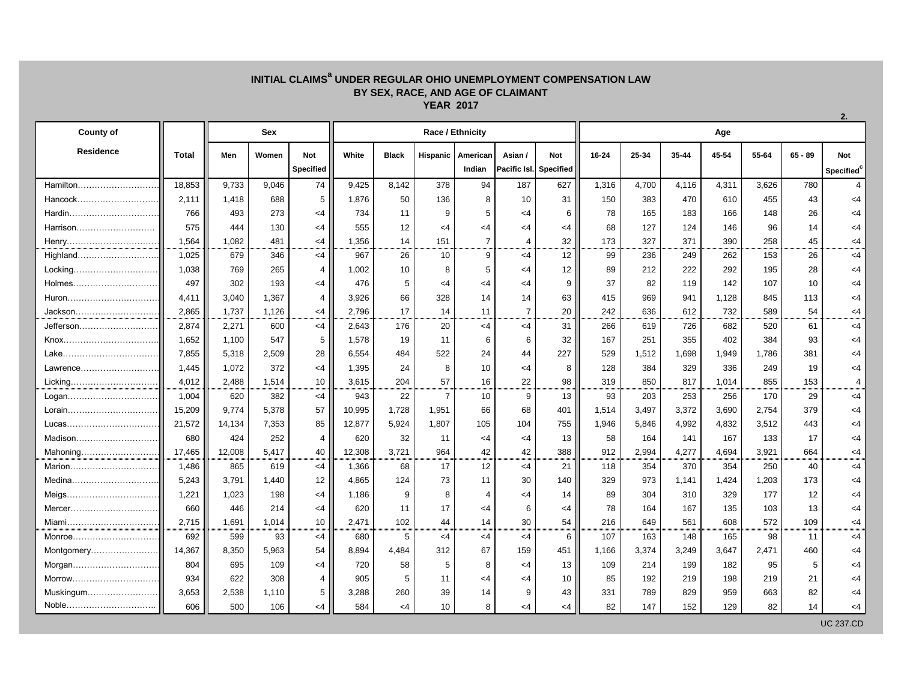# INITIAL CLAIMS[a] UNDER REGULAR OHIO UNEMPLOYMENT COMPENSATION LAW
## BY SEX, RACE, AND AGE OF CLAIMANT
### YEAR 2017

2.

| County of Residence | Total | Sex | | | Race / Ethnicity | | | | | | Age | | | | | | | |
|---|---|---|---|---|---|---|---|---|---|---|---|---|---|---|---|---|---|---|
| | | Men | Women | Not Specified | White | Black | Hispanic | American Indian | Asian / Pacific Isl. | Not Specified | 16-24 | 25-34 | 35-44 | 45-54 | 55-64 | 65 - 89 | Not Specified[c] |
| Hamilton | 18,853 | 9,733 | 9,046 | 74 | 9,425 | 8,142 | 378 | 94 | 187 | 627 | 1,316 | 4,700 | 4,116 | 4,311 | 3,626 | 780 | 4 |
| Hancock | 2,111 | 1,418 | 688 | 5 | 1,876 | 50 | 136 | 8 | 10 | 31 | 150 | 383 | 470 | 610 | 455 | 43 | <4 |
| Hardin | 766 | 493 | 273 | <4 | 734 | 11 | 9 | 5 | <4 | 6 | 78 | 165 | 183 | 166 | 148 | 26 | <4 |
| Harrison | 575 | 444 | 130 | <4 | 555 | 12 | <4 | <4 | <4 | <4 | 68 | 127 | 124 | 146 | 96 | 14 | <4 |
| Henry | 1,564 | 1,082 | 481 | <4 | 1,356 | 14 | 151 | 7 | 4 | 32 | 173 | 327 | 371 | 390 | 258 | 45 | <4 |
| Highland | 1,025 | 679 | 346 | <4 | 967 | 26 | 10 | 9 | <4 | 12 | 99 | 236 | 249 | 262 | 153 | 26 | <4 |
| Hocking | 1,038 | 769 | 265 | 4 | 1,002 | 10 | 8 | 5 | <4 | 12 | 89 | 212 | 222 | 292 | 195 | 28 | <4 |
| Holmes | 497 | 302 | 193 | <4 | 476 | 5 | <4 | <4 | <4 | 9 | 37 | 82 | 119 | 142 | 107 | 10 | <4 |
| Huron | 4,411 | 3,040 | 1,367 | 4 | 3,926 | 66 | 328 | 14 | 14 | 63 | 415 | 969 | 941 | 1,128 | 845 | 113 | <4 |
| Jackson | 2,865 | 1,737 | 1,126 | <4 | 2,796 | 17 | 14 | 11 | 7 | 20 | 242 | 636 | 612 | 732 | 589 | 54 | <4 |
| Jefferson | 2,874 | 2,271 | 600 | <4 | 2,643 | 176 | 20 | <4 | <4 | 31 | 266 | 619 | 726 | 682 | 520 | 61 | <4 |
| Knox | 1,652 | 1,100 | 547 | 5 | 1,578 | 19 | 11 | 6 | 6 | 32 | 167 | 251 | 355 | 402 | 384 | 93 | <4 |
| Lake | 7,855 | 5,318 | 2,509 | 28 | 6,554 | 484 | 522 | 24 | 44 | 227 | 529 | 1,512 | 1,698 | 1,949 | 1,786 | 381 | <4 |
| Lawrence | 1,445 | 1,072 | 372 | <4 | 1,395 | 24 | 8 | 10 | <4 | 8 | 128 | 384 | 329 | 336 | 249 | 19 | <4 |
| Licking | 4,012 | 2,488 | 1,514 | 10 | 3,615 | 204 | 57 | 16 | 22 | 98 | 319 | 850 | 817 | 1,014 | 855 | 153 | 4 |
| Logan | 1,004 | 620 | 382 | <4 | 943 | 22 | 7 | 10 | 9 | 13 | 93 | 203 | 253 | 256 | 170 | 29 | <4 |
| Lorain | 15,209 | 9,774 | 5,378 | 57 | 10,995 | 1,728 | 1,951 | 66 | 68 | 401 | 1,514 | 3,497 | 3,372 | 3,690 | 2,754 | 379 | <4 |
| Lucas | 21,572 | 14,134 | 7,353 | 85 | 12,877 | 5,924 | 1,807 | 105 | 104 | 755 | 1,946 | 5,846 | 4,992 | 4,832 | 3,512 | 443 | <4 |
| Madison | 680 | 424 | 252 | 4 | 620 | 32 | 11 | <4 | <4 | 13 | 58 | 164 | 141 | 167 | 133 | 17 | <4 |
| Mahoning | 17,465 | 12,008 | 5,417 | 40 | 12,308 | 3,721 | 964 | 42 | 42 | 388 | 912 | 2,994 | 4,277 | 4,694 | 3,921 | 664 | <4 |
| Marion | 1,486 | 865 | 619 | <4 | 1,366 | 68 | 17 | 12 | <4 | 21 | 118 | 354 | 370 | 354 | 250 | 40 | <4 |
| Medina | 5,243 | 3,791 | 1,440 | 12 | 4,865 | 124 | 73 | 11 | 30 | 140 | 329 | 973 | 1,141 | 1,424 | 1,203 | 173 | <4 |
| Meigs | 1,221 | 1,023 | 198 | <4 | 1,186 | 9 | 8 | 4 | <4 | 14 | 89 | 304 | 310 | 329 | 177 | 12 | <4 |
| Mercer | 660 | 446 | 214 | <4 | 620 | 11 | 17 | <4 | 6 | <4 | 78 | 164 | 167 | 135 | 103 | 13 | <4 |
| Miami | 2,715 | 1,691 | 1,014 | 10 | 2,471 | 102 | 44 | 14 | 30 | 54 | 216 | 649 | 561 | 608 | 572 | 109 | <4 |
| Monroe | 692 | 599 | 93 | <4 | 680 | 5 | <4 | <4 | <4 | 6 | 107 | 163 | 148 | 165 | 98 | 11 | <4 |
| Montgomery | 14,367 | 8,350 | 5,963 | 54 | 8,894 | 4,484 | 312 | 67 | 159 | 451 | 1,166 | 3,374 | 3,249 | 3,647 | 2,471 | 460 | <4 |
| Morgan | 804 | 695 | 109 | <4 | 720 | 58 | 5 | 8 | <4 | 13 | 109 | 214 | 199 | 182 | 95 | 5 | <4 |
| Morrow | 934 | 622 | 308 | 4 | 905 | 5 | 11 | <4 | <4 | 10 | 85 | 192 | 219 | 198 | 219 | 21 | <4 |
| Muskingum | 3,653 | 2,538 | 1,110 | 5 | 3,288 | 260 | 39 | 14 | 9 | 43 | 331 | 789 | 829 | 959 | 663 | 82 | <4 |
| Noble | 606 | 500 | 106 | <4 | 584 | <4 | 10 | 8 | <4 | <4 | 82 | 147 | 152 | 129 | 82 | 14 | <4 |

UC 237.CD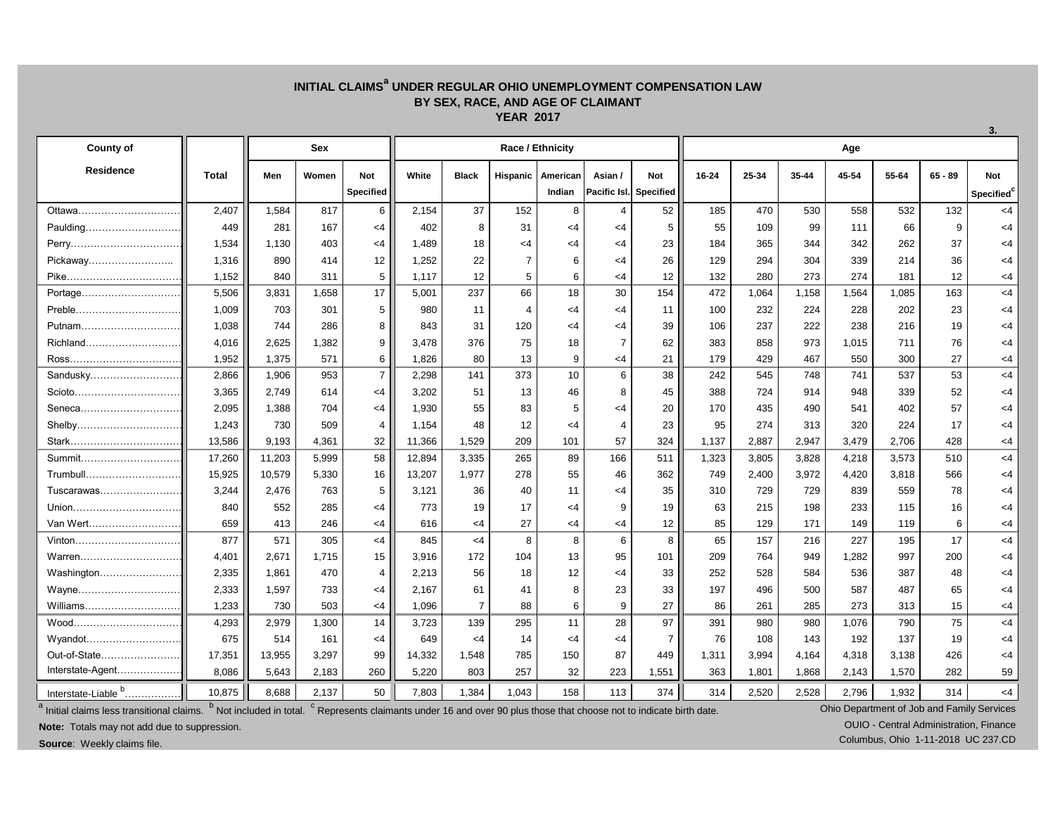# INITIAL CLAIMS[a] UNDER REGULAR OHIO UNEMPLOYMENT COMPENSATION LAW
## BY SEX, RACE, AND AGE OF CLAIMANT
### YEAR 2017

| County of Residence | Total | Sex | | | Race / Ethnicity | | | | | | Age | | | | | | |
|---|---|---|---|---|---|---|---|---|---|---|---|---|---|---|---|---|---|
| | | Men | Women | Not Specified | White | Black | Hispanic | American Indian | Asian / Pacific Isl. | Not Specified | 16-24 | 25-34 | 35-44 | 45-54 | 55-64 | 65 - 89 | Not Specified[c] |
| Ottawa | 2,407 | 1,584 | 817 | 6 | 2,154 | 37 | 152 | 8 | 4 | 52 | 185 | 470 | 530 | 558 | 532 | 132 | <4 |
| Paulding | 449 | 281 | 167 | <4 | 402 | 8 | 31 | <4 | <4 | 5 | 55 | 109 | 99 | 111 | 66 | 9 | <4 |
| Perry | 1,534 | 1,130 | 403 | <4 | 1,489 | 18 | <4 | <4 | <4 | 23 | 184 | 365 | 344 | 342 | 262 | 37 | <4 |
| Pickaway | 1,316 | 890 | 414 | 12 | 1,252 | 22 | 7 | 6 | <4 | 26 | 129 | 294 | 304 | 339 | 214 | 36 | <4 |
| Pike | 1,152 | 840 | 311 | 5 | 1,117 | 12 | 5 | 6 | <4 | 12 | 132 | 280 | 273 | 274 | 181 | 12 | <4 |
| Portage | 5,506 | 3,831 | 1,658 | 17 | 5,001 | 237 | 66 | 18 | 30 | 154 | 472 | 1,064 | 1,158 | 1,564 | 1,085 | 163 | <4 |
| Preble | 1,009 | 703 | 301 | 5 | 980 | 11 | 4 | <4 | <4 | 11 | 100 | 232 | 224 | 228 | 202 | 23 | <4 |
| Putnam | 1,038 | 744 | 286 | 8 | 843 | 31 | 120 | <4 | <4 | 39 | 106 | 237 | 222 | 238 | 216 | 19 | <4 |
| Richland | 4,016 | 2,625 | 1,382 | 9 | 3,478 | 376 | 75 | 18 | 7 | 62 | 383 | 858 | 973 | 1,015 | 711 | 76 | <4 |
| Ross | 1,952 | 1,375 | 571 | 6 | 1,826 | 80 | 13 | 9 | <4 | 21 | 179 | 429 | 467 | 550 | 300 | 27 | <4 |
| Sandusky | 2,866 | 1,906 | 953 | 7 | 2,298 | 141 | 373 | 10 | 6 | 38 | 242 | 545 | 748 | 741 | 537 | 53 | <4 |
| Scioto | 3,365 | 2,749 | 614 | <4 | 3,202 | 51 | 13 | 46 | 8 | 45 | 388 | 724 | 914 | 948 | 339 | 52 | <4 |
| Seneca | 2,095 | 1,388 | 704 | <4 | 1,930 | 55 | 83 | 5 | <4 | 20 | 170 | 435 | 490 | 541 | 402 | 57 | <4 |
| Shelby | 1,243 | 730 | 509 | 4 | 1,154 | 48 | 12 | <4 | 4 | 23 | 95 | 274 | 313 | 320 | 224 | 17 | <4 |
| Stark | 13,586 | 9,193 | 4,361 | 32 | 11,366 | 1,529 | 209 | 101 | 57 | 324 | 1,137 | 2,887 | 2,947 | 3,479 | 2,706 | 428 | <4 |
| Summit | 17,260 | 11,203 | 5,999 | 58 | 12,894 | 3,335 | 265 | 89 | 166 | 511 | 1,323 | 3,805 | 3,828 | 4,218 | 3,573 | 510 | <4 |
| Trumbull | 15,925 | 10,579 | 5,330 | 16 | 13,207 | 1,977 | 278 | 55 | 46 | 362 | 749 | 2,400 | 3,972 | 4,420 | 3,818 | 566 | <4 |
| Tuscarawas | 3,244 | 2,476 | 763 | 5 | 3,121 | 36 | 40 | 11 | <4 | 35 | 310 | 729 | 729 | 839 | 559 | 78 | <4 |
| Union | 840 | 552 | 285 | <4 | 773 | 19 | 17 | <4 | 9 | 19 | 63 | 215 | 198 | 233 | 115 | 16 | <4 |
| Van Wert | 659 | 413 | 246 | <4 | 616 | <4 | 27 | <4 | <4 | 12 | 85 | 129 | 171 | 149 | 119 | 6 | <4 |
| Vinton | 877 | 571 | 305 | <4 | 845 | <4 | 8 | 8 | 6 | 8 | 65 | 157 | 216 | 227 | 195 | 17 | <4 |
| Warren | 4,401 | 2,671 | 1,715 | 15 | 3,916 | 172 | 104 | 13 | 95 | 101 | 209 | 764 | 949 | 1,282 | 997 | 200 | <4 |
| Washington | 2,335 | 1,861 | 470 | 4 | 2,213 | 56 | 18 | 12 | <4 | 33 | 252 | 528 | 584 | 536 | 387 | 48 | <4 |
| Wayne | 2,333 | 1,597 | 733 | <4 | 2,167 | 61 | 41 | 8 | 23 | 33 | 197 | 496 | 500 | 587 | 487 | 65 | <4 |
| Williams | 1,233 | 730 | 503 | <4 | 1,096 | 7 | 88 | 6 | 9 | 27 | 86 | 261 | 285 | 273 | 313 | 15 | <4 |
| Wood | 4,293 | 2,979 | 1,300 | 14 | 3,723 | 139 | 295 | 11 | 28 | 97 | 391 | 980 | 980 | 1,076 | 790 | 75 | <4 |
| Wyandot | 675 | 514 | 161 | <4 | 649 | <4 | 14 | <4 | <4 | 7 | 76 | 108 | 143 | 192 | 137 | 19 | <4 |
| Out-of-State | 17,351 | 13,955 | 3,297 | 99 | 14,332 | 1,548 | 785 | 150 | 87 | 449 | 1,311 | 3,994 | 4,164 | 4,318 | 3,138 | 426 | <4 |
| Interstate-Agent | 8,086 | 5,643 | 2,183 | 260 | 5,220 | 803 | 257 | 32 | 223 | 1,551 | 363 | 1,801 | 1,868 | 2,143 | 1,570 | 282 | 59 |
| Interstate-Liable [b] | 10,875 | 8,688 | 2,137 | 50 | 7,803 | 1,384 | 1,043 | 158 | 113 | 374 | 314 | 2,520 | 2,528 | 2,796 | 1,932 | 314 | <4 |

[a] Initial claims less transitional claims. [b] Not included in total. [c] Represents claimants under 16 and over 90 plus those that choose not to indicate birth date.

**Note:** Totals may not add due to suppression.

**Source**: Weekly claims file.

Ohio Department of Job and Family Services
OUIO - Central Administration, Finance
Columbus, Ohio 1-11-2018 UC 237.CD